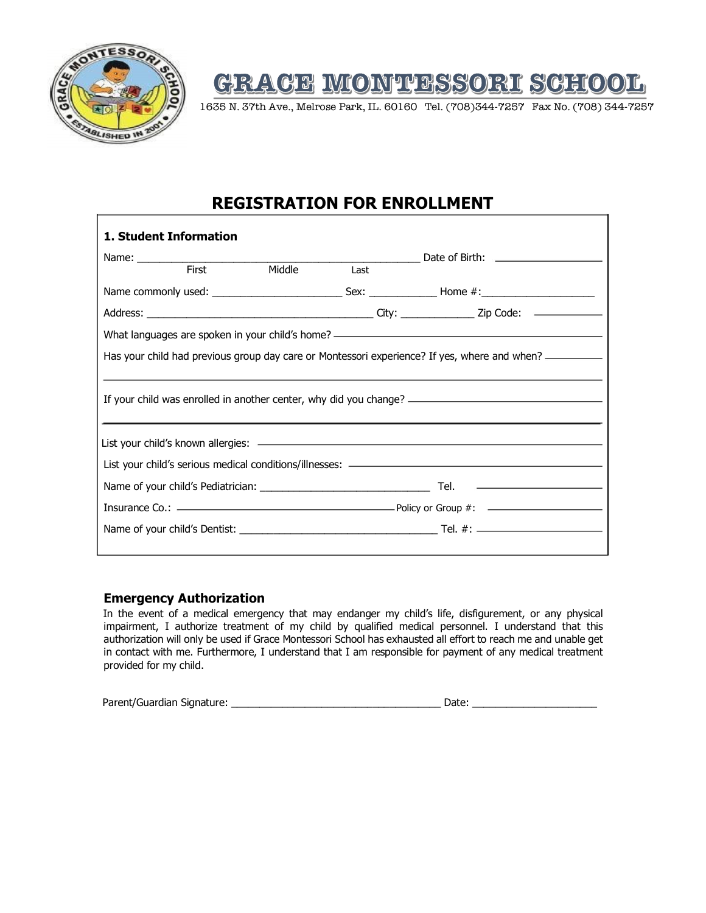# GRACE MONTESSORI SCHOOL

1635 N. 37th Ave., Melrose Park, IL. 60160 Tel. (708)344-7257 Fax No. (708) 344-7257

## REGISTRATION FOR ENROLLMENT

### 1. Student Information

Name: ______________________________________________ Date of Birth: ________________
First Middle Last

Name commonly used: ______________________ Sex: ___________ Home #:___________________

Address: ______________________________________ City: ____________ Zip Code: ___________

What languages are spoken in your child's home? ____________________________________________

Has your child had previous group day care or Montessori experience? If yes, where and when? __________

______________________________________________________________________________

If your child was enrolled in another center, why did you change? ______________________________

______________________________________________________________________________

List your child's known allergies: ________________________________________________________

List your child's serious medical conditions/illnesses: ____________________________________

Name of your child's Pediatrician: ____________________________ Tel. ____________________

Insurance Co.: ____________________________________ Policy or Group #: __________________

Name of your child's Dentist: __________________________________ Tel. #: ____________________

### Emergency Authorization

In the event of a medical emergency that may endanger my child's life, disfigurement, or any physical impairment, I authorize treatment of my child by qualified medical personnel. I understand that this authorization will only be used if Grace Montessori School has exhausted all effort to reach me and unable get in contact with me. Furthermore, I understand that I am responsible for payment of any medical treatment provided for my child.

Parent/Guardian Signature: ____________________________________ Date: _____________________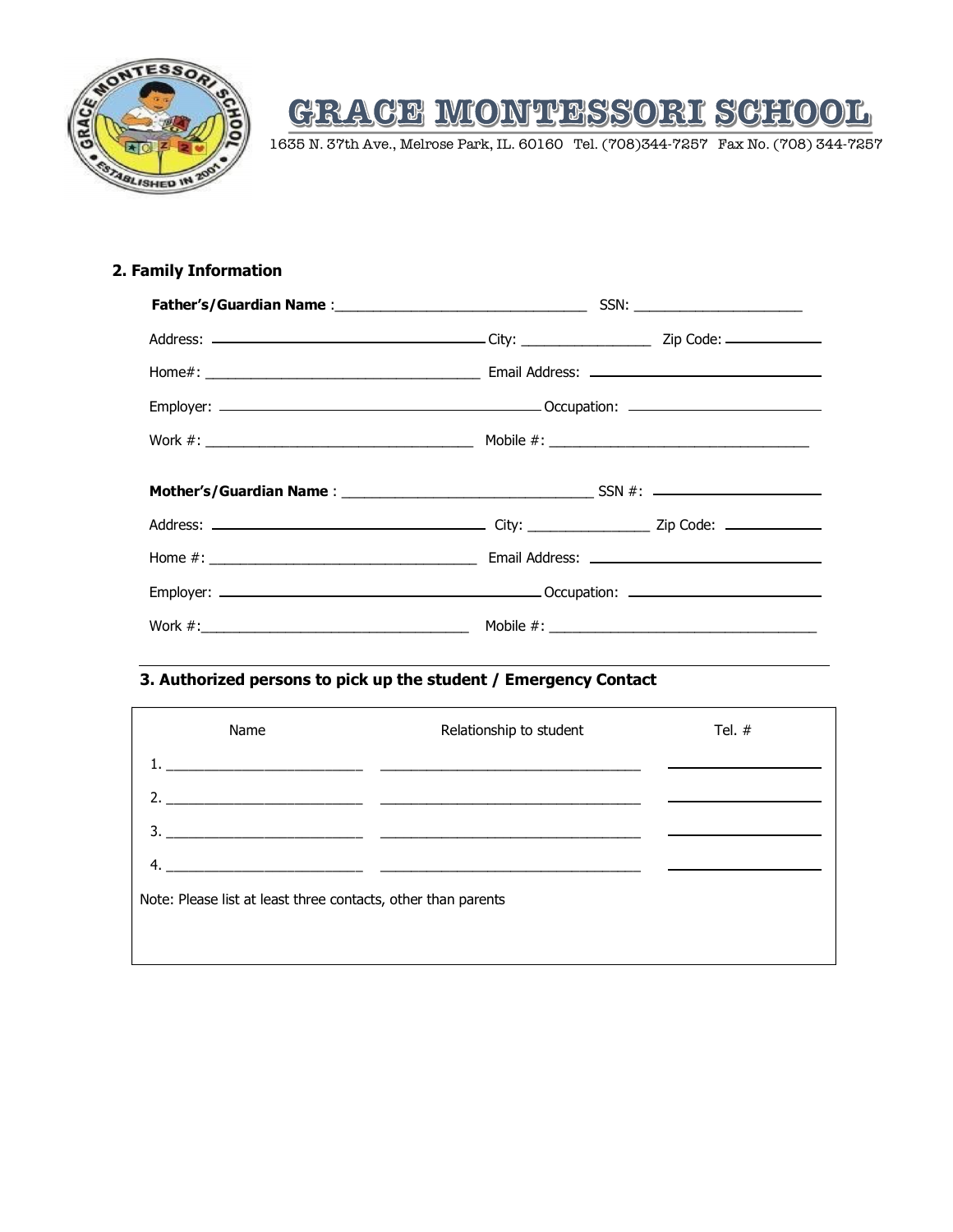# GRACE MONTESSORI SCHOOL

1635 N. 37th Ave., Melrose Park, IL. 60160 Tel. (708)344-7257 Fax No. (708) 344-7257

## 2. Family Information

**Father's/Guardian Name** :_______________________________ SSN: _____________________

Address: __________________________________ City: ________________ Zip Code: ____________

Home#: __________________________________ Email Address: ____________________________

Employer: ________________________________________ Occupation: ________________________

Work #: __________________________________ Mobile #: _________________________________

**Mother's/Guardian Name** : _______________________________ SSN #: ____________________

Address: __________________________________ City: _______________ Zip Code: ____________

Home #: _________________________________ Email Address: ____________________________

Employer: ________________________________________ Occupation: ________________________

Work #:__________________________________ Mobile #: __________________________________

## 3. Authorized persons to pick up the student / Emergency Contact

| Name | Relationship to student | Tel. # |
|---|---|---|
| 1. ________________________ | __________________________________ | __________________ |
| 2. ________________________ | __________________________________ | __________________ |
| 3. ________________________ | __________________________________ | __________________ |
| 4. ________________________ | __________________________________ | __________________ |

Note: Please list at least three contacts, other than parents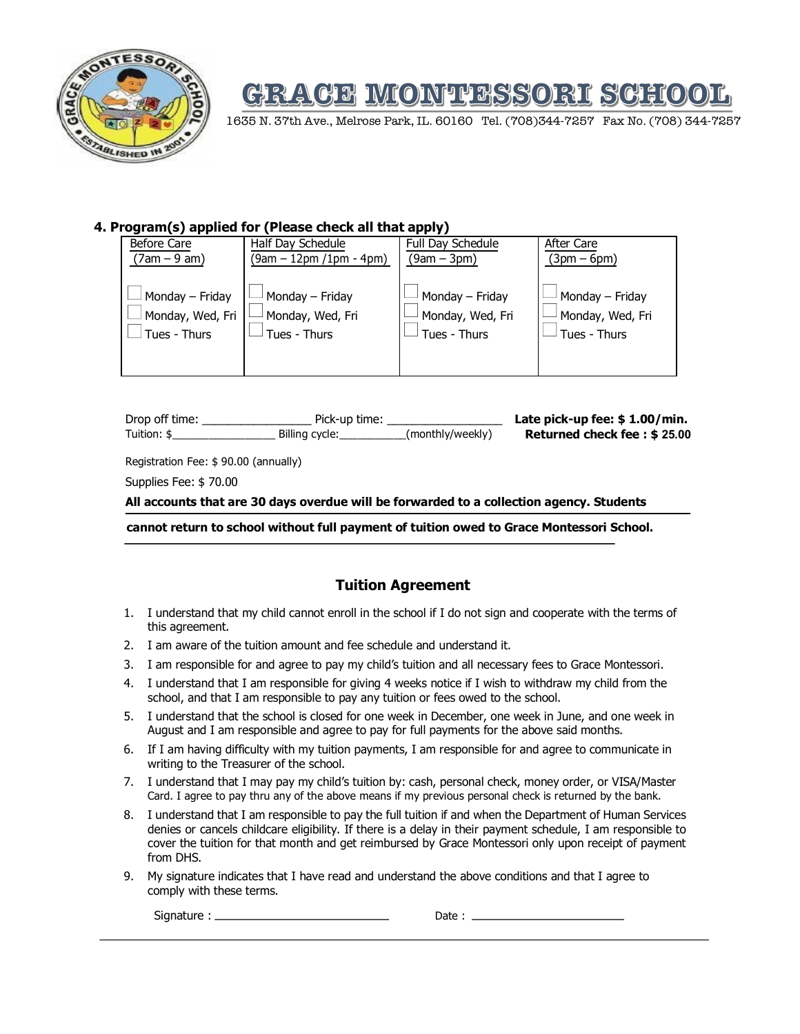# GRACE MONTESSORI SCHOOL

1635 N. 37th Ave., Melrose Park, IL. 60160 Tel. (708)344-7257 Fax No. (708) 344-7257

**4. Program(s) applied for (Please check all that apply)**

| Before Care (7am – 9 am) | Half Day Schedule (9am – 12pm /1pm - 4pm) | Full Day Schedule (9am – 3pm) | After Care (3pm – 6pm) |
|---|---|---|---|
| ☐ Monday – Friday | ☐ Monday – Friday | ☐ Monday – Friday | ☐ Monday – Friday |
| ☐ Monday, Wed, Fri | ☐ Monday, Wed, Fri | ☐ Monday, Wed, Fri | ☐ Monday, Wed, Fri |
| ☐ Tues - Thurs | ☐ Tues - Thurs | ☐ Tues - Thurs | ☐ Tues - Thurs |

Drop off time: ________________ Pick-up time: _________________ **Late pick-up fee: $ 1.00/min.**

Tuition: $________________ Billing cycle:__________(monthly/weekly) **Returned check fee : $ 25.00**

Registration Fee: $ 90.00 (annually)

Supplies Fee: $ 70.00

**All accounts that are 30 days overdue will be forwarded to a collection agency. Students cannot return to school without full payment of tuition owed to Grace Montessori School.**

## Tuition Agreement

1. I understand that my child cannot enroll in the school if I do not sign and cooperate with the terms of this agreement.
2. I am aware of the tuition amount and fee schedule and understand it.
3. I am responsible for and agree to pay my child's tuition and all necessary fees to Grace Montessori.
4. I understand that I am responsible for giving 4 weeks notice if I wish to withdraw my child from the school, and that I am responsible to pay any tuition or fees owed to the school.
5. I understand that the school is closed for one week in December, one week in June, and one week in August and I am responsible and agree to pay for full payments for the above said months.
6. If I am having difficulty with my tuition payments, I am responsible for and agree to communicate in writing to the Treasurer of the school.
7. I understand that I may pay my child's tuition by: cash, personal check, money order, or VISA/Master Card. I agree to pay thru any of the above means if my previous personal check is returned by the bank.
8. I understand that I am responsible to pay the full tuition if and when the Department of Human Services denies or cancels childcare eligibility. If there is a delay in their payment schedule, I am responsible to cover the tuition for that month and get reimbursed by Grace Montessori only upon receipt of payment from DHS.
9. My signature indicates that I have read and understand the above conditions and that I agree to comply with these terms.

Signature : ___________________________ Date : ________________________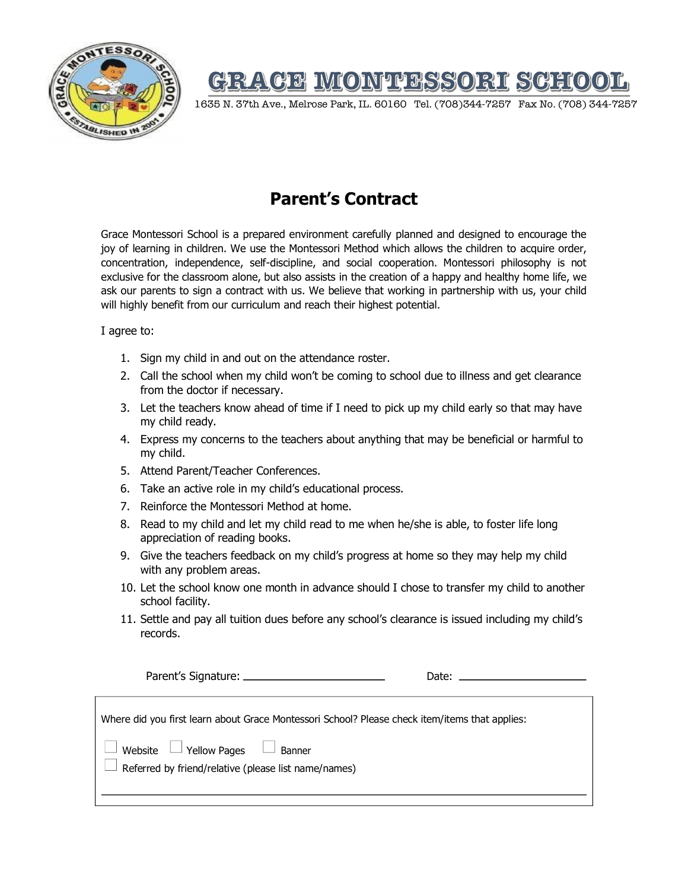# GRACE MONTESSORI SCHOOL

1635 N. 37th Ave., Melrose Park, IL. 60160 Tel. (708)344-7257 Fax No. (708) 344-7257

## Parent's Contract

Grace Montessori School is a prepared environment carefully planned and designed to encourage the joy of learning in children. We use the Montessori Method which allows the children to acquire order, concentration, independence, self-discipline, and social cooperation. Montessori philosophy is not exclusive for the classroom alone, but also assists in the creation of a happy and healthy home life, we ask our parents to sign a contract with us. We believe that working in partnership with us, your child will highly benefit from our curriculum and reach their highest potential.

I agree to:

1. Sign my child in and out on the attendance roster.
2. Call the school when my child won't be coming to school due to illness and get clearance from the doctor if necessary.
3. Let the teachers know ahead of time if I need to pick up my child early so that may have my child ready.
4. Express my concerns to the teachers about anything that may be beneficial or harmful to my child.
5. Attend Parent/Teacher Conferences.
6. Take an active role in my child's educational process.
7. Reinforce the Montessori Method at home.
8. Read to my child and let my child read to me when he/she is able, to foster life long appreciation of reading books.
9. Give the teachers feedback on my child's progress at home so they may help my child with any problem areas.
10. Let the school know one month in advance should I chose to transfer my child to another school facility.
11. Settle and pay all tuition dues before any school's clearance is issued including my child's records.

Parent's Signature: ______________________ Date: ____________________

Where did you first learn about Grace Montessori School? Please check item/items that applies:

- ☐ Website ☐ Yellow Pages ☐ Banner
- ☐ Referred by friend/relative (please list name/names)

______________________________________________________________